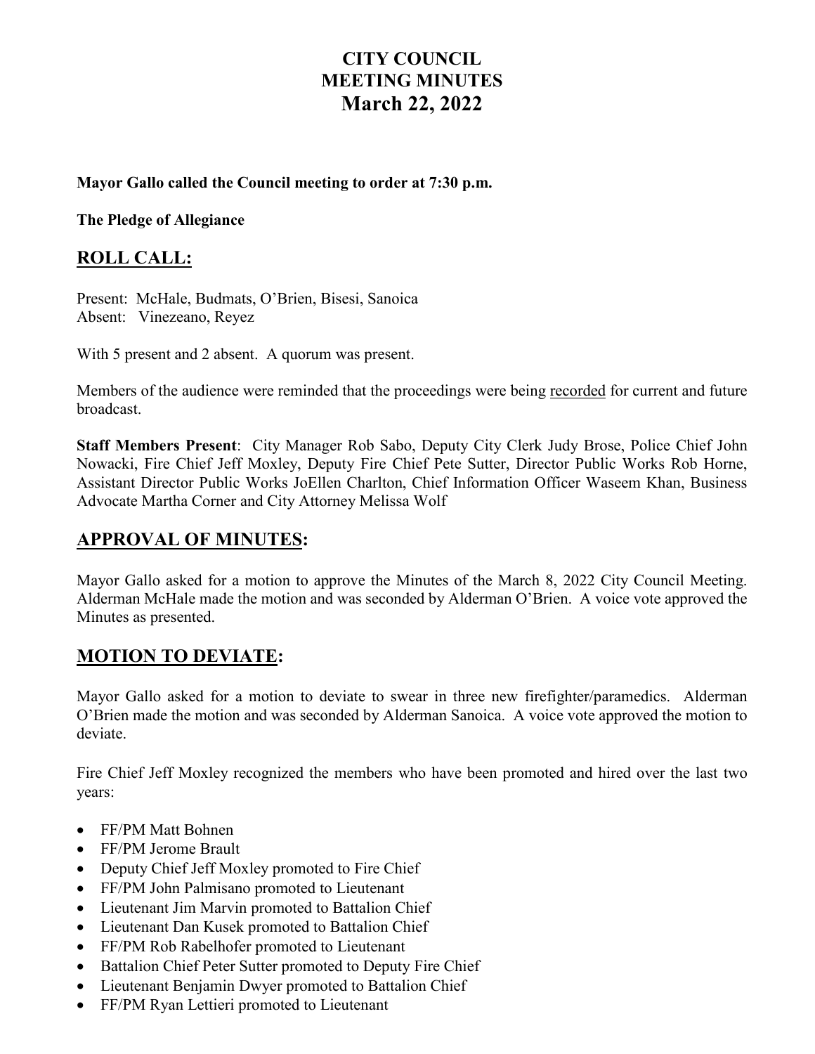# CITY COUNCIL MEETING MINUTES March 22, 2022

**Mayor Gallo called the Council meeting to order at 7:30 p.m.**

**The Pledge of Allegiance**

## ROLL CALL:

Present: McHale, Budmats, O'Brien, Bisesi, Sanoica
Absent: Vinezeano, Reyez

With 5 present and 2 absent. A quorum was present.

Members of the audience were reminded that the proceedings were being recorded for current and future broadcast.

**Staff Members Present**: City Manager Rob Sabo, Deputy City Clerk Judy Brose, Police Chief John Nowacki, Fire Chief Jeff Moxley, Deputy Fire Chief Pete Sutter, Director Public Works Rob Horne, Assistant Director Public Works JoEllen Charlton, Chief Information Officer Waseem Khan, Business Advocate Martha Corner and City Attorney Melissa Wolf

## APPROVAL OF MINUTES:

Mayor Gallo asked for a motion to approve the Minutes of the March 8, 2022 City Council Meeting. Alderman McHale made the motion and was seconded by Alderman O'Brien. A voice vote approved the Minutes as presented.

## MOTION TO DEVIATE:

Mayor Gallo asked for a motion to deviate to swear in three new firefighter/paramedics. Alderman O'Brien made the motion and was seconded by Alderman Sanoica. A voice vote approved the motion to deviate.

Fire Chief Jeff Moxley recognized the members who have been promoted and hired over the last two years:

- FF/PM Matt Bohnen
- FF/PM Jerome Brault
- Deputy Chief Jeff Moxley promoted to Fire Chief
- FF/PM John Palmisano promoted to Lieutenant
- Lieutenant Jim Marvin promoted to Battalion Chief
- Lieutenant Dan Kusek promoted to Battalion Chief
- FF/PM Rob Rabelhofer promoted to Lieutenant
- Battalion Chief Peter Sutter promoted to Deputy Fire Chief
- Lieutenant Benjamin Dwyer promoted to Battalion Chief
- FF/PM Ryan Lettieri promoted to Lieutenant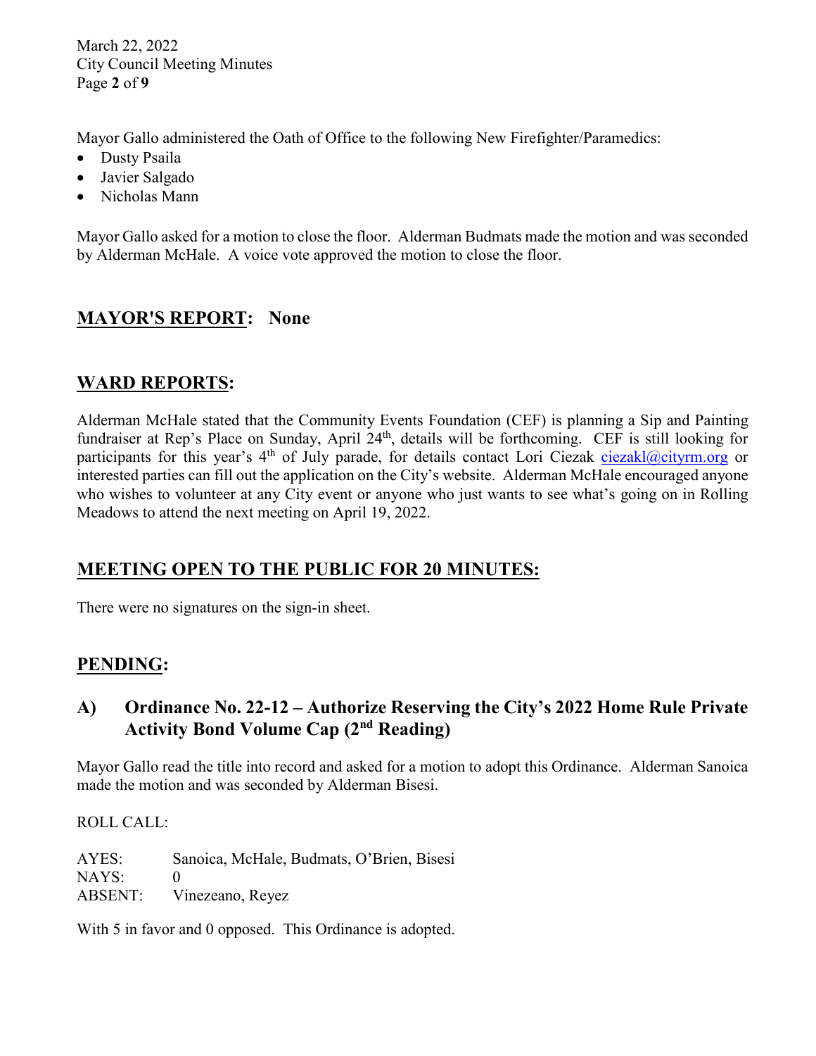Mayor Gallo administered the Oath of Office to the following New Firefighter/Paramedics:

- Dusty Psaila
- Javier Salgado
- Nicholas Mann

Mayor Gallo asked for a motion to close the floor. Alderman Budmats made the motion and was seconded by Alderman McHale. A voice vote approved the motion to close the floor.

## MAYOR'S REPORT: None

## WARD REPORTS:

Alderman McHale stated that the Community Events Foundation (CEF) is planning a Sip and Painting fundraiser at Rep's Place on Sunday, April 24th, details will be forthcoming. CEF is still looking for participants for this year's 4th of July parade, for details contact Lori Ciezak ciezakl@cityrm.org or interested parties can fill out the application on the City's website. Alderman McHale encouraged anyone who wishes to volunteer at any City event or anyone who just wants to see what's going on in Rolling Meadows to attend the next meeting on April 19, 2022.

## MEETING OPEN TO THE PUBLIC FOR 20 MINUTES:

There were no signatures on the sign-in sheet.

## PENDING:

### A) Ordinance No. 22-12 – Authorize Reserving the City's 2022 Home Rule Private Activity Bond Volume Cap (2nd Reading)

Mayor Gallo read the title into record and asked for a motion to adopt this Ordinance. Alderman Sanoica made the motion and was seconded by Alderman Bisesi.

ROLL CALL:

AYES: Sanoica, McHale, Budmats, O'Brien, Bisesi
NAYS: 0
ABSENT: Vinezeano, Reyez

With 5 in favor and 0 opposed. This Ordinance is adopted.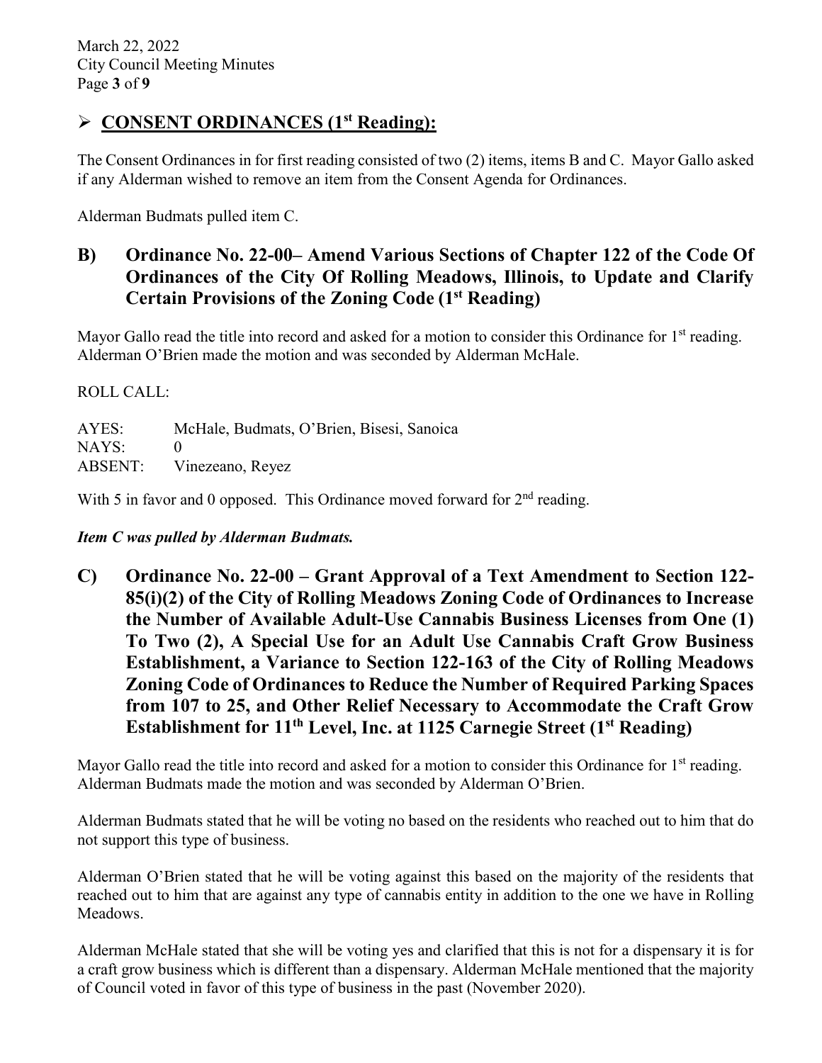## ➢ **CONSENT ORDINANCES (1st Reading):**

The Consent Ordinances in for first reading consisted of two (2) items, items B and C. Mayor Gallo asked if any Alderman wished to remove an item from the Consent Agenda for Ordinances.

Alderman Budmats pulled item C.

### B) Ordinance No. 22-00– Amend Various Sections of Chapter 122 of the Code Of Ordinances of the City Of Rolling Meadows, Illinois, to Update and Clarify Certain Provisions of the Zoning Code (1st Reading)

Mayor Gallo read the title into record and asked for a motion to consider this Ordinance for 1st reading. Alderman O'Brien made the motion and was seconded by Alderman McHale.

ROLL CALL:

AYES: McHale, Budmats, O'Brien, Bisesi, Sanoica
NAYS: 0
ABSENT: Vinezeano, Reyez

With 5 in favor and 0 opposed. This Ordinance moved forward for 2nd reading.

***Item C was pulled by Alderman Budmats.***

### C) Ordinance No. 22-00 – Grant Approval of a Text Amendment to Section 122-85(i)(2) of the City of Rolling Meadows Zoning Code of Ordinances to Increase the Number of Available Adult-Use Cannabis Business Licenses from One (1) To Two (2), A Special Use for an Adult Use Cannabis Craft Grow Business Establishment, a Variance to Section 122-163 of the City of Rolling Meadows Zoning Code of Ordinances to Reduce the Number of Required Parking Spaces from 107 to 25, and Other Relief Necessary to Accommodate the Craft Grow Establishment for 11th Level, Inc. at 1125 Carnegie Street (1st Reading)

Mayor Gallo read the title into record and asked for a motion to consider this Ordinance for 1st reading. Alderman Budmats made the motion and was seconded by Alderman O'Brien.

Alderman Budmats stated that he will be voting no based on the residents who reached out to him that do not support this type of business.

Alderman O'Brien stated that he will be voting against this based on the majority of the residents that reached out to him that are against any type of cannabis entity in addition to the one we have in Rolling Meadows.

Alderman McHale stated that she will be voting yes and clarified that this is not for a dispensary it is for a craft grow business which is different than a dispensary. Alderman McHale mentioned that the majority of Council voted in favor of this type of business in the past (November 2020).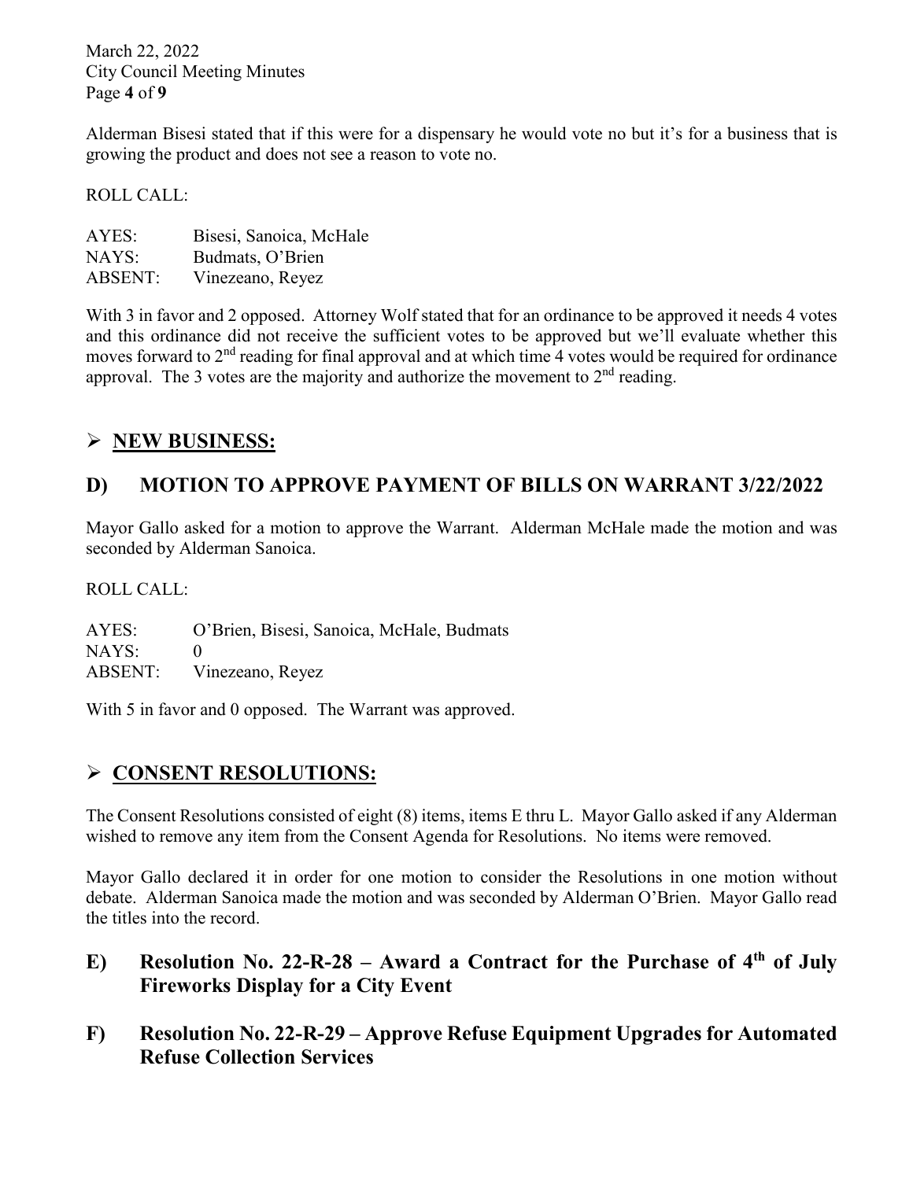Alderman Bisesi stated that if this were for a dispensary he would vote no but it's for a business that is growing the product and does not see a reason to vote no.

ROLL CALL:

AYES: Bisesi, Sanoica, McHale
NAYS: Budmats, O'Brien
ABSENT: Vinezeano, Reyez

With 3 in favor and 2 opposed. Attorney Wolf stated that for an ordinance to be approved it needs 4 votes and this ordinance did not receive the sufficient votes to be approved but we'll evaluate whether this moves forward to 2nd reading for final approval and at which time 4 votes would be required for ordinance approval. The 3 votes are the majority and authorize the movement to 2nd reading.

## ➢ NEW BUSINESS:

## D) MOTION TO APPROVE PAYMENT OF BILLS ON WARRANT 3/22/2022

Mayor Gallo asked for a motion to approve the Warrant. Alderman McHale made the motion and was seconded by Alderman Sanoica.

ROLL CALL:

AYES: O'Brien, Bisesi, Sanoica, McHale, Budmats
NAYS: 0
ABSENT: Vinezeano, Reyez

With 5 in favor and 0 opposed. The Warrant was approved.

## ➢ CONSENT RESOLUTIONS:

The Consent Resolutions consisted of eight (8) items, items E thru L. Mayor Gallo asked if any Alderman wished to remove any item from the Consent Agenda for Resolutions. No items were removed.

Mayor Gallo declared it in order for one motion to consider the Resolutions in one motion without debate. Alderman Sanoica made the motion and was seconded by Alderman O'Brien. Mayor Gallo read the titles into the record.

### E) Resolution No. 22-R-28 – Award a Contract for the Purchase of 4th of July Fireworks Display for a City Event

### F) Resolution No. 22-R-29 – Approve Refuse Equipment Upgrades for Automated Refuse Collection Services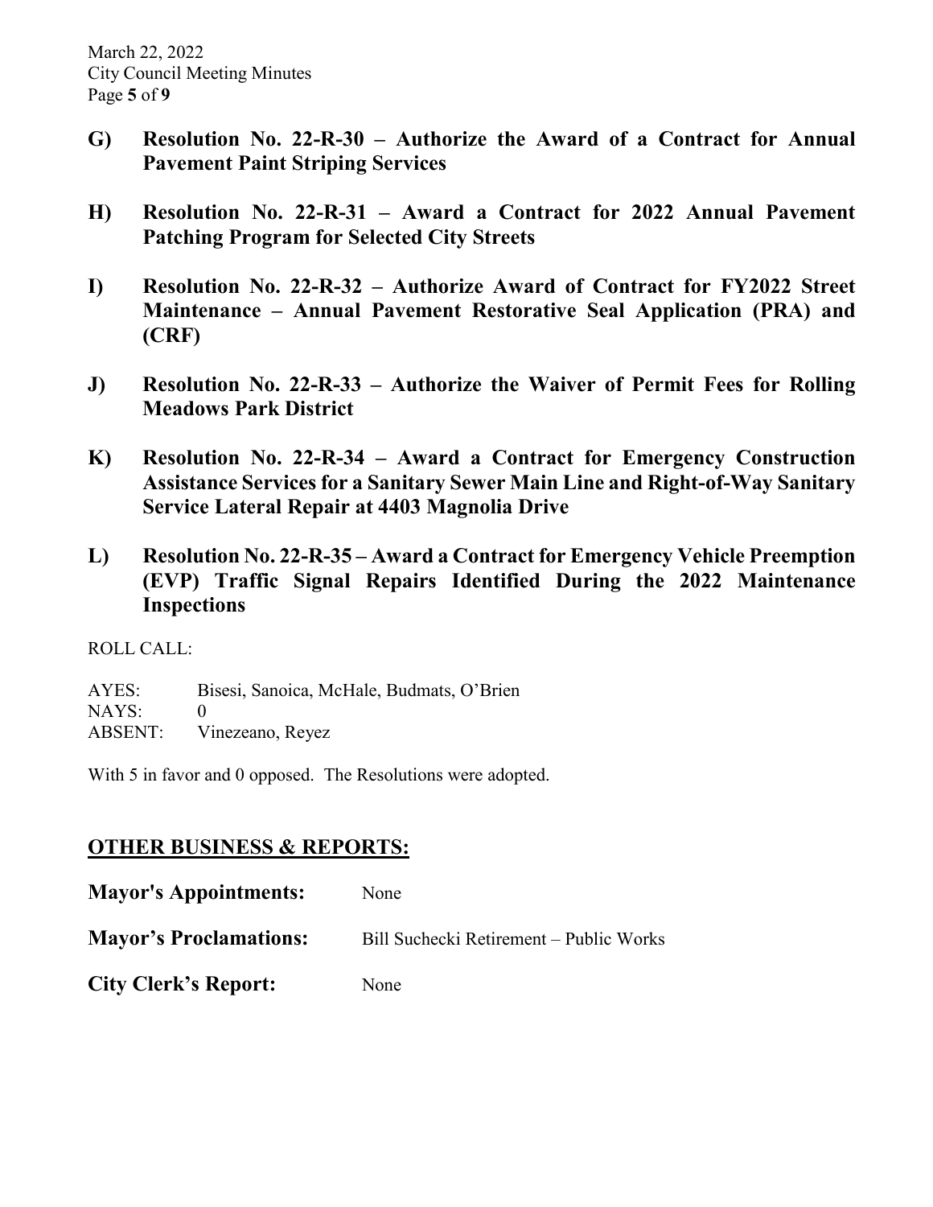**G) Resolution No. 22-R-30 – Authorize the Award of a Contract for Annual Pavement Paint Striping Services**

**H) Resolution No. 22-R-31 – Award a Contract for 2022 Annual Pavement Patching Program for Selected City Streets**

**I) Resolution No. 22-R-32 – Authorize Award of Contract for FY2022 Street Maintenance – Annual Pavement Restorative Seal Application (PRA) and (CRF)**

**J) Resolution No. 22-R-33 – Authorize the Waiver of Permit Fees for Rolling Meadows Park District**

**K) Resolution No. 22-R-34 – Award a Contract for Emergency Construction Assistance Services for a Sanitary Sewer Main Line and Right-of-Way Sanitary Service Lateral Repair at 4403 Magnolia Drive**

**L) Resolution No. 22-R-35 – Award a Contract for Emergency Vehicle Preemption (EVP) Traffic Signal Repairs Identified During the 2022 Maintenance Inspections**

ROLL CALL:

AYES: Bisesi, Sanoica, McHale, Budmats, O'Brien
NAYS: 0
ABSENT: Vinezeano, Reyez

With 5 in favor and 0 opposed. The Resolutions were adopted.

## OTHER BUSINESS & REPORTS:

**Mayor's Appointments:** None

**Mayor's Proclamations:** Bill Suchecki Retirement – Public Works

**City Clerk's Report:** None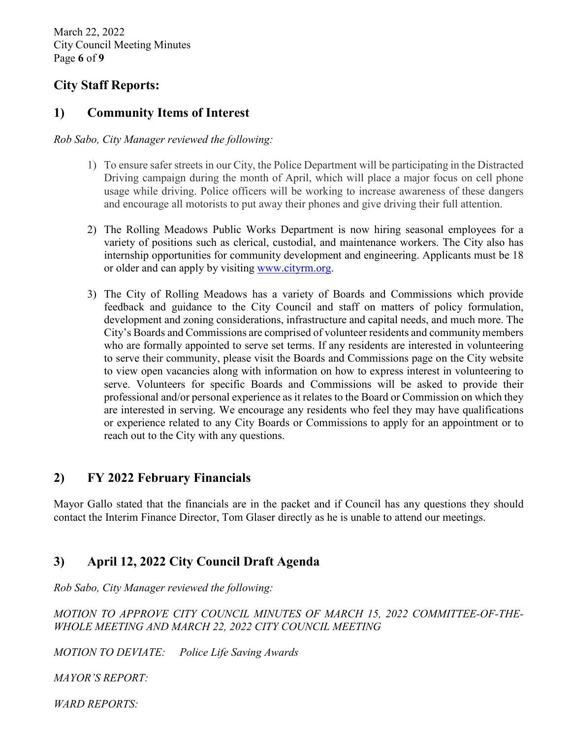## City Staff Reports:

## 1) Community Items of Interest

*Rob Sabo, City Manager reviewed the following:*

1) To ensure safer streets in our City, the Police Department will be participating in the Distracted Driving campaign during the month of April, which will place a major focus on cell phone usage while driving. Police officers will be working to increase awareness of these dangers and encourage all motorists to put away their phones and give driving their full attention.

2) The Rolling Meadows Public Works Department is now hiring seasonal employees for a variety of positions such as clerical, custodial, and maintenance workers. The City also has internship opportunities for community development and engineering. Applicants must be 18 or older and can apply by visiting www.cityrm.org.

3) The City of Rolling Meadows has a variety of Boards and Commissions which provide feedback and guidance to the City Council and staff on matters of policy formulation, development and zoning considerations, infrastructure and capital needs, and much more. The City's Boards and Commissions are comprised of volunteer residents and community members who are formally appointed to serve set terms. If any residents are interested in volunteering to serve their community, please visit the Boards and Commissions page on the City website to view open vacancies along with information on how to express interest in volunteering to serve. Volunteers for specific Boards and Commissions will be asked to provide their professional and/or personal experience as it relates to the Board or Commission on which they are interested in serving. We encourage any residents who feel they may have qualifications or experience related to any City Boards or Commissions to apply for an appointment or to reach out to the City with any questions.

## 2) FY 2022 February Financials

Mayor Gallo stated that the financials are in the packet and if Council has any questions they should contact the Interim Finance Director, Tom Glaser directly as he is unable to attend our meetings.

## 3) April 12, 2022 City Council Draft Agenda

*Rob Sabo, City Manager reviewed the following:*

*MOTION TO APPROVE CITY COUNCIL MINUTES OF MARCH 15, 2022 COMMITTEE-OF-THE-WHOLE MEETING AND MARCH 22, 2022 CITY COUNCIL MEETING*

*MOTION TO DEVIATE: Police Life Saving Awards*

*MAYOR'S REPORT:*

*WARD REPORTS:*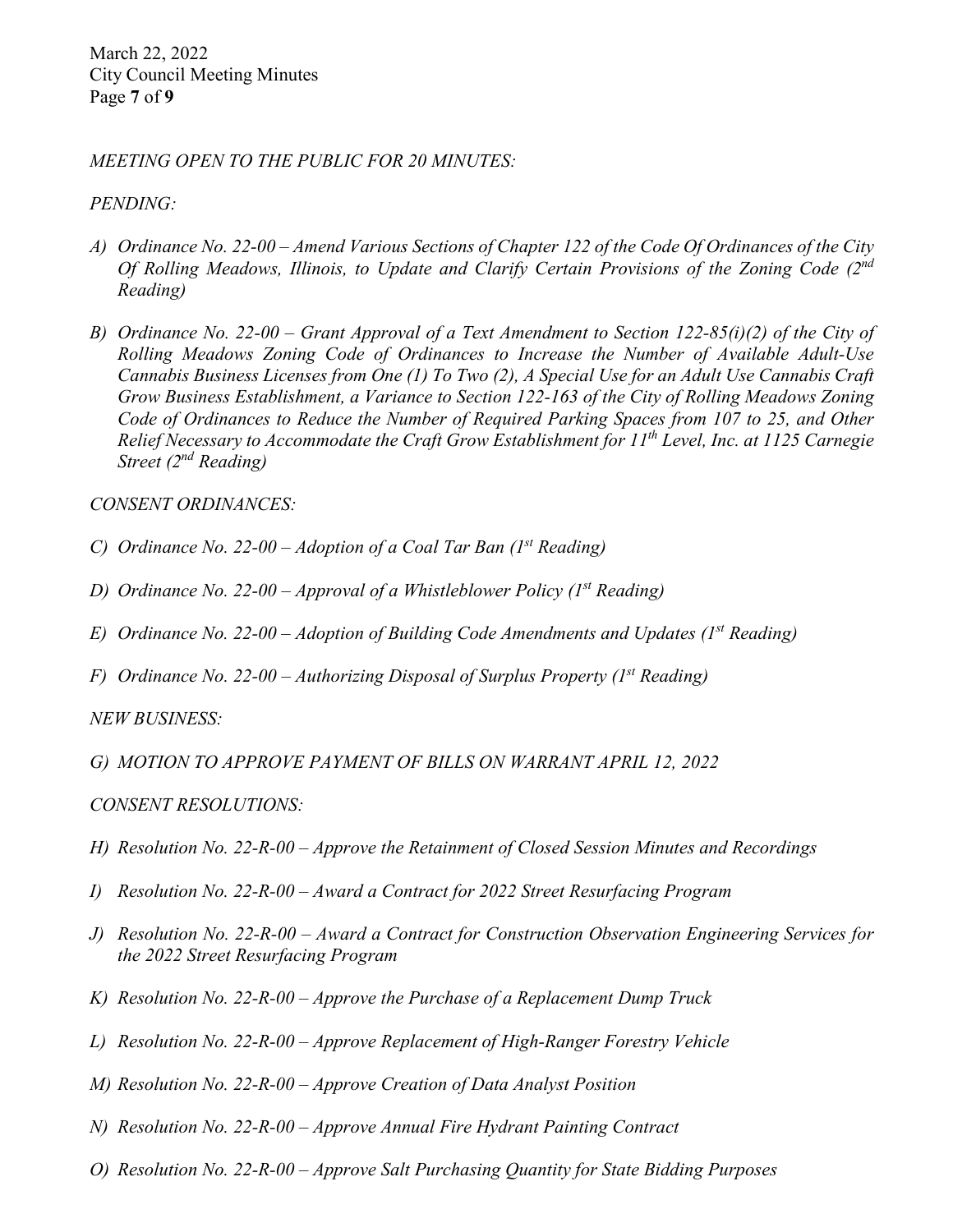*MEETING OPEN TO THE PUBLIC FOR 20 MINUTES:*

*PENDING:*

*A) Ordinance No. 22-00 – Amend Various Sections of Chapter 122 of the Code Of Ordinances of the City Of Rolling Meadows, Illinois, to Update and Clarify Certain Provisions of the Zoning Code (2nd Reading)*

*B) Ordinance No. 22-00 – Grant Approval of a Text Amendment to Section 122-85(i)(2) of the City of Rolling Meadows Zoning Code of Ordinances to Increase the Number of Available Adult-Use Cannabis Business Licenses from One (1) To Two (2), A Special Use for an Adult Use Cannabis Craft Grow Business Establishment, a Variance to Section 122-163 of the City of Rolling Meadows Zoning Code of Ordinances to Reduce the Number of Required Parking Spaces from 107 to 25, and Other Relief Necessary to Accommodate the Craft Grow Establishment for 11th Level, Inc. at 1125 Carnegie Street (2nd Reading)*

*CONSENT ORDINANCES:*

*C) Ordinance No. 22-00 – Adoption of a Coal Tar Ban (1st Reading)*

*D) Ordinance No. 22-00 – Approval of a Whistleblower Policy (1st Reading)*

*E) Ordinance No. 22-00 – Adoption of Building Code Amendments and Updates (1st Reading)*

*F) Ordinance No. 22-00 – Authorizing Disposal of Surplus Property (1st Reading)*

*NEW BUSINESS:*

*G) MOTION TO APPROVE PAYMENT OF BILLS ON WARRANT APRIL 12, 2022*

*CONSENT RESOLUTIONS:*

*H) Resolution No. 22-R-00 – Approve the Retainment of Closed Session Minutes and Recordings*

*I) Resolution No. 22-R-00 – Award a Contract for 2022 Street Resurfacing Program*

*J) Resolution No. 22-R-00 – Award a Contract for Construction Observation Engineering Services for the 2022 Street Resurfacing Program*

*K) Resolution No. 22-R-00 – Approve the Purchase of a Replacement Dump Truck*

*L) Resolution No. 22-R-00 – Approve Replacement of High-Ranger Forestry Vehicle*

*M) Resolution No. 22-R-00 – Approve Creation of Data Analyst Position*

*N) Resolution No. 22-R-00 – Approve Annual Fire Hydrant Painting Contract*

*O) Resolution No. 22-R-00 – Approve Salt Purchasing Quantity for State Bidding Purposes*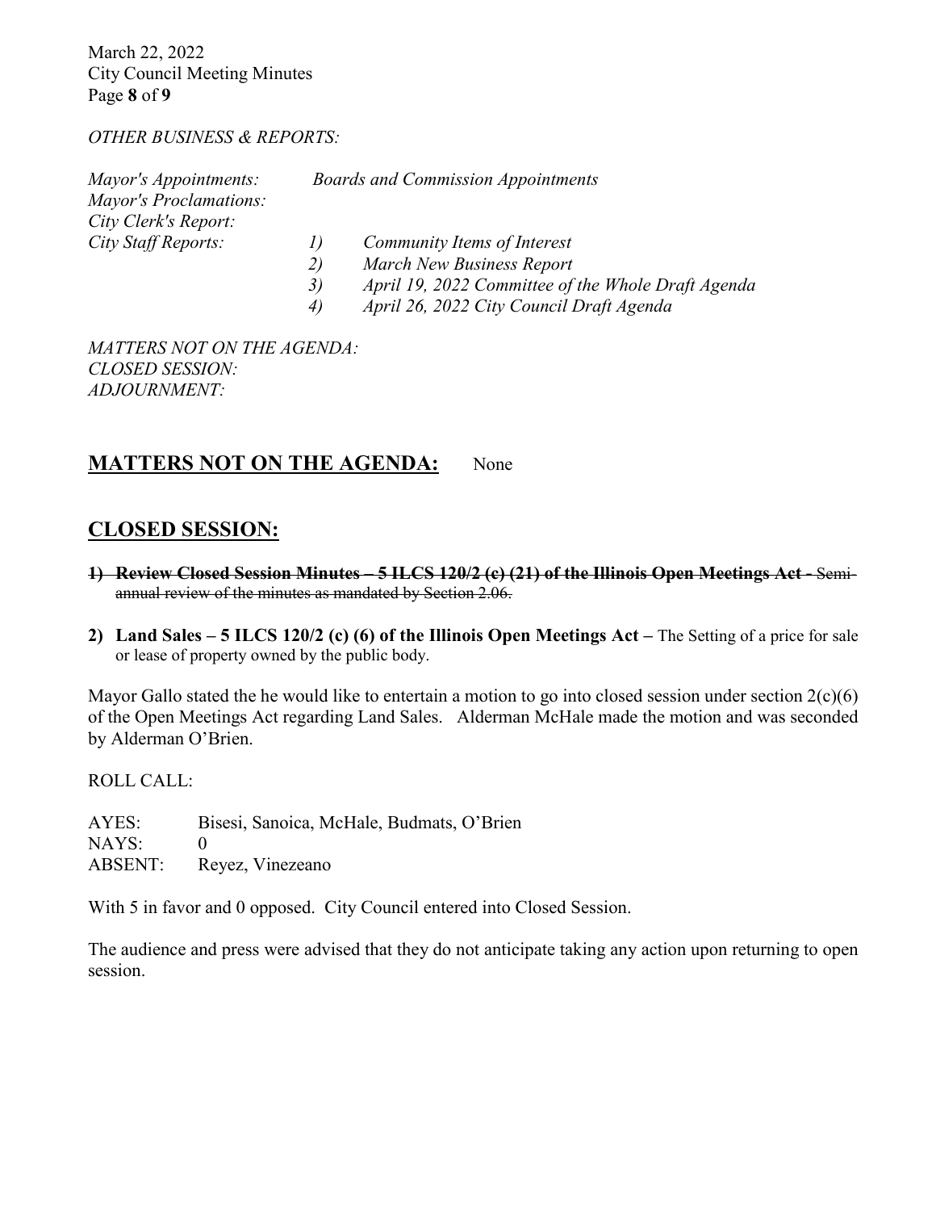*OTHER BUSINESS & REPORTS:*

*Mayor's Appointments:* *Boards and Commission Appointments*
*Mayor's Proclamations:*
*City Clerk's Report:*
*City Staff Reports:*
1) *Community Items of Interest*
2) *March New Business Report*
3) *April 19, 2022 Committee of the Whole Draft Agenda*
4) *April 26, 2022 City Council Draft Agenda*

*MATTERS NOT ON THE AGENDA:*
*CLOSED SESSION:*
*ADJOURNMENT:*

## MATTERS NOT ON THE AGENDA: None

## CLOSED SESSION:

1) ~~**Review Closed Session Minutes – 5 ILCS 120/2 (c) (21) of the Illinois Open Meetings Act -** Semi-annual review of the minutes as mandated by Section 2.06.~~

2) **Land Sales – 5 ILCS 120/2 (c) (6) of the Illinois Open Meetings Act –** The Setting of a price for sale or lease of property owned by the public body.

Mayor Gallo stated the he would like to entertain a motion to go into closed session under section 2(c)(6) of the Open Meetings Act regarding Land Sales. Alderman McHale made the motion and was seconded by Alderman O'Brien.

ROLL CALL:

AYES: Bisesi, Sanoica, McHale, Budmats, O'Brien
NAYS: 0
ABSENT: Reyez, Vinezeano

With 5 in favor and 0 opposed. City Council entered into Closed Session.

The audience and press were advised that they do not anticipate taking any action upon returning to open session.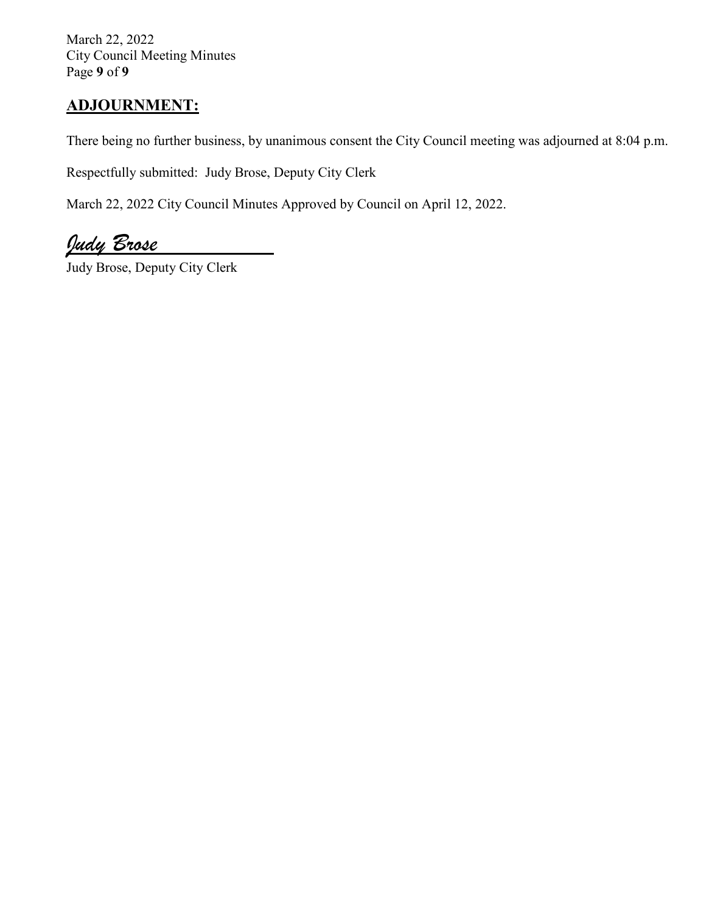## ADJOURNMENT:

There being no further business, by unanimous consent the City Council meeting was adjourned at 8:04 p.m.

Respectfully submitted: Judy Brose, Deputy City Clerk

March 22, 2022 City Council Minutes Approved by Council on April 12, 2022.

*Judy Brose*

Judy Brose, Deputy City Clerk